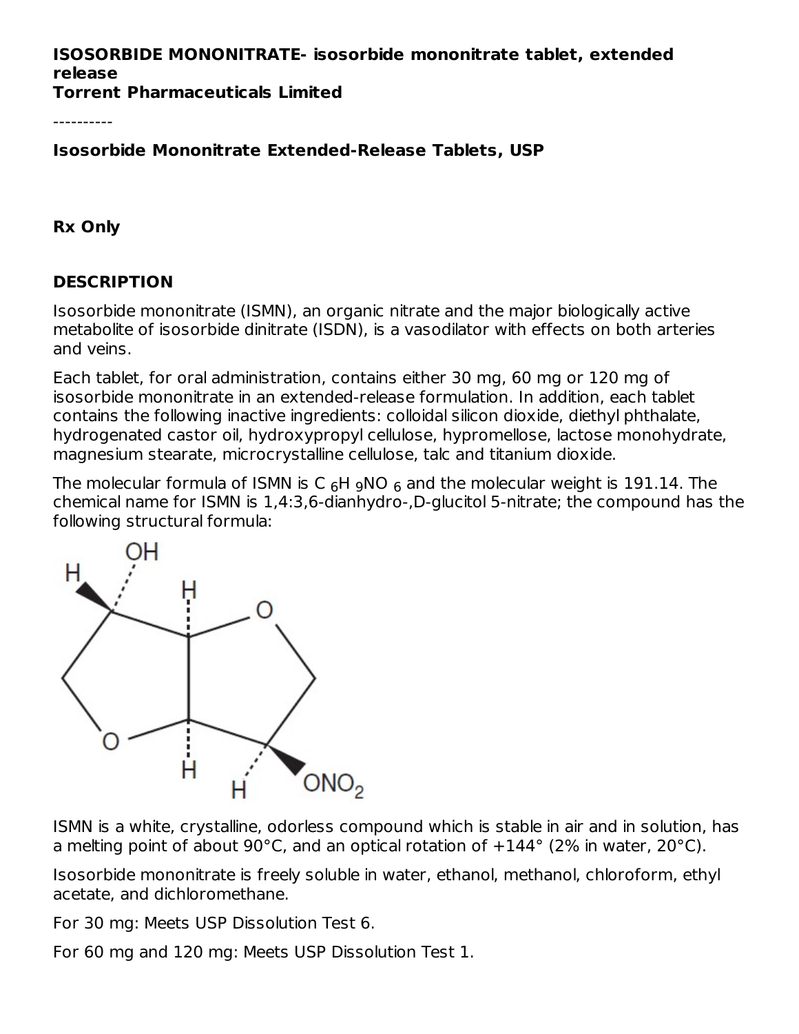**ISOSORBIDE MONONITRATE- isosorbide mononitrate tablet, extended release**
**Torrent Pharmaceuticals Limited**

----------

**Isosorbide Mononitrate Extended-Release Tablets, USP**

**Rx Only**

## DESCRIPTION

Isosorbide mononitrate (ISMN), an organic nitrate and the major biologically active metabolite of isosorbide dinitrate (ISDN), is a vasodilator with effects on both arteries and veins.

Each tablet, for oral administration, contains either 30 mg, 60 mg or 120 mg of isosorbide mononitrate in an extended-release formulation. In addition, each tablet contains the following inactive ingredients: colloidal silicon dioxide, diethyl phthalate, hydrogenated castor oil, hydroxypropyl cellulose, hypromellose, lactose monohydrate, magnesium stearate, microcrystalline cellulose, talc and titanium dioxide.

The molecular formula of ISMN is $C_6H_9NO_6$ and the molecular weight is 191.14. The chemical name for ISMN is 1,4:3,6-dianhydro-,D-glucitol 5-nitrate; the compound has the following structural formula:

ISMN is a white, crystalline, odorless compound which is stable in air and in solution, has a melting point of about 90°C, and an optical rotation of +144° (2% in water, 20°C).

Isosorbide mononitrate is freely soluble in water, ethanol, methanol, chloroform, ethyl acetate, and dichloromethane.

For 30 mg: Meets USP Dissolution Test 6.

For 60 mg and 120 mg: Meets USP Dissolution Test 1.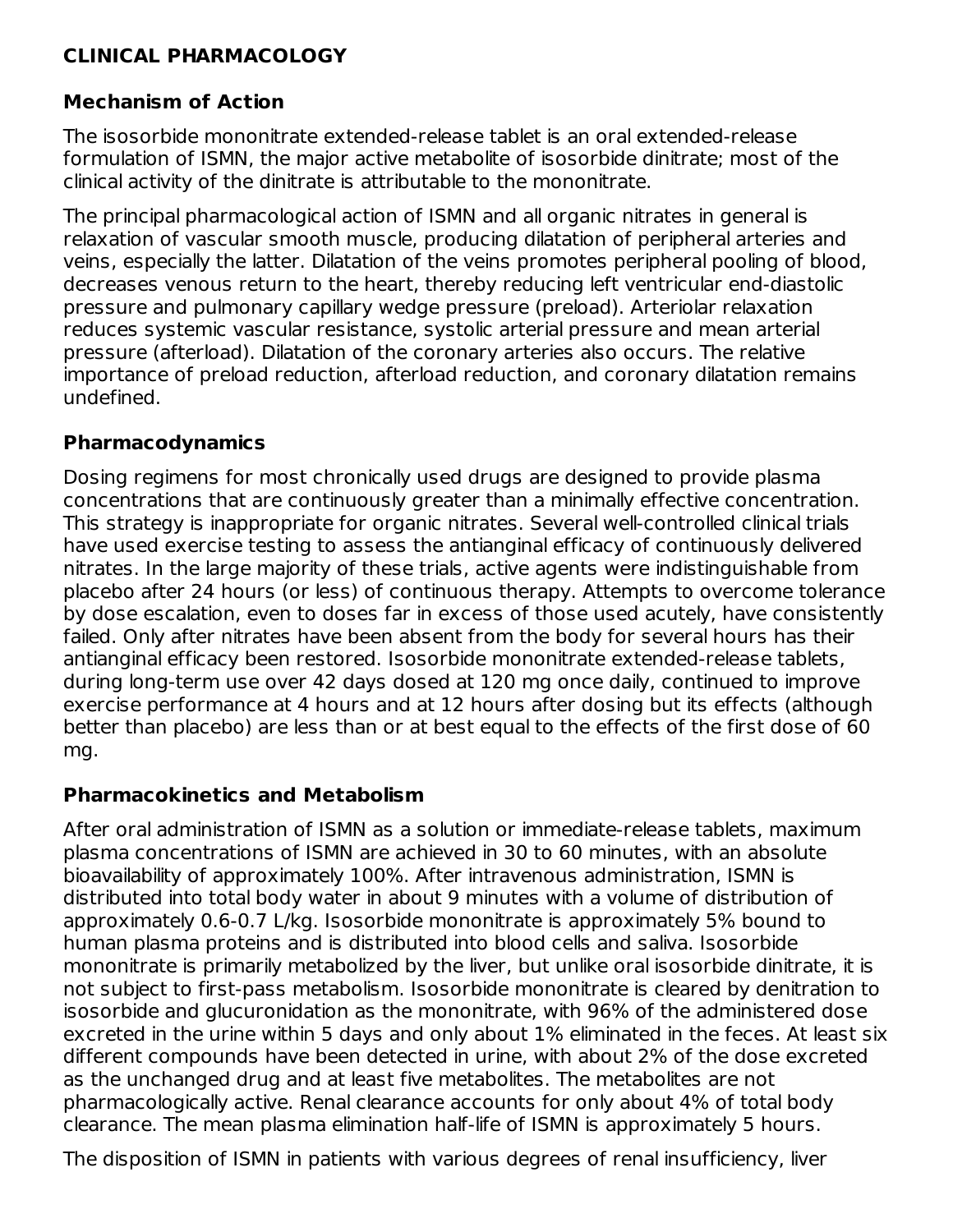## CLINICAL PHARMACOLOGY

### Mechanism of Action

The isosorbide mononitrate extended-release tablet is an oral extended-release formulation of ISMN, the major active metabolite of isosorbide dinitrate; most of the clinical activity of the dinitrate is attributable to the mononitrate.

The principal pharmacological action of ISMN and all organic nitrates in general is relaxation of vascular smooth muscle, producing dilatation of peripheral arteries and veins, especially the latter. Dilatation of the veins promotes peripheral pooling of blood, decreases venous return to the heart, thereby reducing left ventricular end-diastolic pressure and pulmonary capillary wedge pressure (preload). Arteriolar relaxation reduces systemic vascular resistance, systolic arterial pressure and mean arterial pressure (afterload). Dilatation of the coronary arteries also occurs. The relative importance of preload reduction, afterload reduction, and coronary dilatation remains undefined.

### Pharmacodynamics

Dosing regimens for most chronically used drugs are designed to provide plasma concentrations that are continuously greater than a minimally effective concentration. This strategy is inappropriate for organic nitrates. Several well-controlled clinical trials have used exercise testing to assess the antianginal efficacy of continuously delivered nitrates. In the large majority of these trials, active agents were indistinguishable from placebo after 24 hours (or less) of continuous therapy. Attempts to overcome tolerance by dose escalation, even to doses far in excess of those used acutely, have consistently failed. Only after nitrates have been absent from the body for several hours has their antianginal efficacy been restored. Isosorbide mononitrate extended-release tablets, during long-term use over 42 days dosed at 120 mg once daily, continued to improve exercise performance at 4 hours and at 12 hours after dosing but its effects (although better than placebo) are less than or at best equal to the effects of the first dose of 60 mg.

### Pharmacokinetics and Metabolism

After oral administration of ISMN as a solution or immediate-release tablets, maximum plasma concentrations of ISMN are achieved in 30 to 60 minutes, with an absolute bioavailability of approximately 100%. After intravenous administration, ISMN is distributed into total body water in about 9 minutes with a volume of distribution of approximately 0.6-0.7 L/kg. Isosorbide mononitrate is approximately 5% bound to human plasma proteins and is distributed into blood cells and saliva. Isosorbide mononitrate is primarily metabolized by the liver, but unlike oral isosorbide dinitrate, it is not subject to first-pass metabolism. Isosorbide mononitrate is cleared by denitration to isosorbide and glucuronidation as the mononitrate, with 96% of the administered dose excreted in the urine within 5 days and only about 1% eliminated in the feces. At least six different compounds have been detected in urine, with about 2% of the dose excreted as the unchanged drug and at least five metabolites. The metabolites are not pharmacologically active. Renal clearance accounts for only about 4% of total body clearance. The mean plasma elimination half-life of ISMN is approximately 5 hours.

The disposition of ISMN in patients with various degrees of renal insufficiency, liver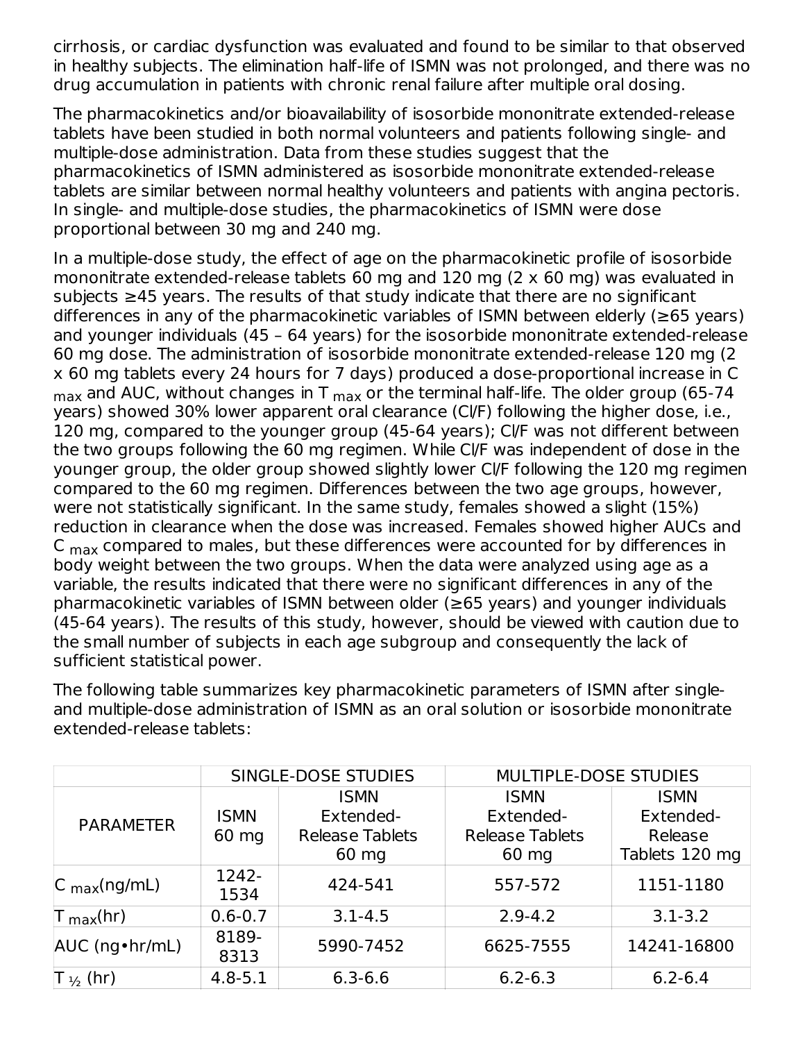cirrhosis, or cardiac dysfunction was evaluated and found to be similar to that observed in healthy subjects. The elimination half-life of ISMN was not prolonged, and there was no drug accumulation in patients with chronic renal failure after multiple oral dosing.

The pharmacokinetics and/or bioavailability of isosorbide mononitrate extended-release tablets have been studied in both normal volunteers and patients following single- and multiple-dose administration. Data from these studies suggest that the pharmacokinetics of ISMN administered as isosorbide mononitrate extended-release tablets are similar between normal healthy volunteers and patients with angina pectoris. In single- and multiple-dose studies, the pharmacokinetics of ISMN were dose proportional between 30 mg and 240 mg.

In a multiple-dose study, the effect of age on the pharmacokinetic profile of isosorbide mononitrate extended-release tablets 60 mg and 120 mg (2 x 60 mg) was evaluated in subjects ≥45 years. The results of that study indicate that there are no significant differences in any of the pharmacokinetic variables of ISMN between elderly (≥65 years) and younger individuals (45 – 64 years) for the isosorbide mononitrate extended-release 60 mg dose. The administration of isosorbide mononitrate extended-release 120 mg (2 x 60 mg tablets every 24 hours for 7 days) produced a dose-proportional increase in $C_{max}$ and AUC, without changes in $T_{max}$ or the terminal half-life. The older group (65-74 years) showed 30% lower apparent oral clearance (Cl/F) following the higher dose, i.e., 120 mg, compared to the younger group (45-64 years); Cl/F was not different between the two groups following the 60 mg regimen. While Cl/F was independent of dose in the younger group, the older group showed slightly lower Cl/F following the 120 mg regimen compared to the 60 mg regimen. Differences between the two age groups, however, were not statistically significant. In the same study, females showed a slight (15%) reduction in clearance when the dose was increased. Females showed higher AUCs and $C_{max}$ compared to males, but these differences were accounted for by differences in body weight between the two groups. When the data were analyzed using age as a variable, the results indicated that there were no significant differences in any of the pharmacokinetic variables of ISMN between older (≥65 years) and younger individuals (45-64 years). The results of this study, however, should be viewed with caution due to the small number of subjects in each age subgroup and consequently the lack of sufficient statistical power.

The following table summarizes key pharmacokinetic parameters of ISMN after single- and multiple-dose administration of ISMN as an oral solution or isosorbide mononitrate extended-release tablets:

| | SINGLE-DOSE STUDIES | | MULTIPLE-DOSE STUDIES | |
|---|---|---|---|---|
| PARAMETER | ISMN 60 mg | ISMN Extended-Release Tablets 60 mg | ISMN Extended-Release Tablets 60 mg | ISMN Extended-Release Tablets 120 mg |
| $C_{max}$(ng/mL) | 1242-1534 | 424-541 | 557-572 | 1151-1180 |
| $T_{max}$(hr) | 0.6-0.7 | 3.1-4.5 | 2.9-4.2 | 3.1-3.2 |
| AUC (ng•hr/mL) | 8189-8313 | 5990-7452 | 6625-7555 | 14241-16800 |
| $T_{½}$ (hr) | 4.8-5.1 | 6.3-6.6 | 6.2-6.3 | 6.2-6.4 |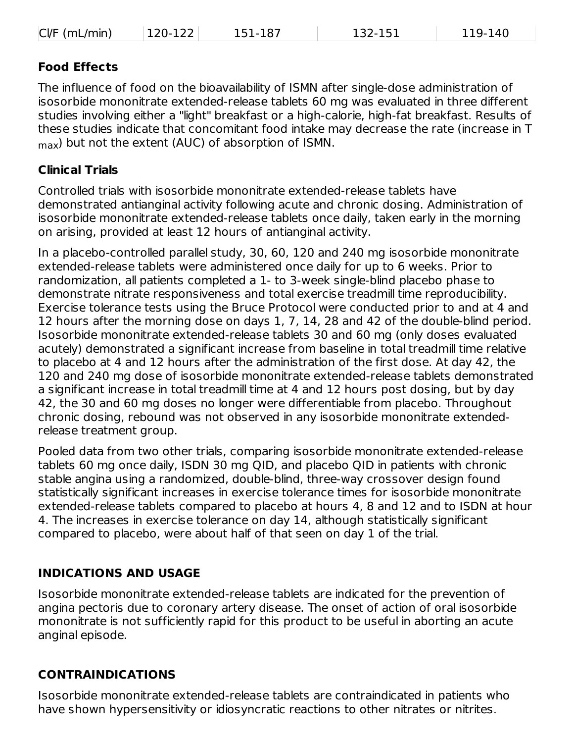| Cl/F (mL/min) | 120-122 | 151-187 | 132-151 | 119-140 |
|---|---|---|---|---|

### Food Effects

The influence of food on the bioavailability of ISMN after single-dose administration of isosorbide mononitrate extended-release tablets 60 mg was evaluated in three different studies involving either a "light" breakfast or a high-calorie, high-fat breakfast. Results of these studies indicate that concomitant food intake may decrease the rate (increase in $T_{max}$) but not the extent (AUC) of absorption of ISMN.

### Clinical Trials

Controlled trials with isosorbide mononitrate extended-release tablets have demonstrated antianginal activity following acute and chronic dosing. Administration of isosorbide mononitrate extended-release tablets once daily, taken early in the morning on arising, provided at least 12 hours of antianginal activity.

In a placebo-controlled parallel study, 30, 60, 120 and 240 mg isosorbide mononitrate extended-release tablets were administered once daily for up to 6 weeks. Prior to randomization, all patients completed a 1- to 3-week single-blind placebo phase to demonstrate nitrate responsiveness and total exercise treadmill time reproducibility. Exercise tolerance tests using the Bruce Protocol were conducted prior to and at 4 and 12 hours after the morning dose on days 1, 7, 14, 28 and 42 of the double-blind period. Isosorbide mononitrate extended-release tablets 30 and 60 mg (only doses evaluated acutely) demonstrated a significant increase from baseline in total treadmill time relative to placebo at 4 and 12 hours after the administration of the first dose. At day 42, the 120 and 240 mg dose of isosorbide mononitrate extended-release tablets demonstrated a significant increase in total treadmill time at 4 and 12 hours post dosing, but by day 42, the 30 and 60 mg doses no longer were differentiable from placebo. Throughout chronic dosing, rebound was not observed in any isosorbide mononitrate extended-release treatment group.

Pooled data from two other trials, comparing isosorbide mononitrate extended-release tablets 60 mg once daily, ISDN 30 mg QID, and placebo QID in patients with chronic stable angina using a randomized, double-blind, three-way crossover design found statistically significant increases in exercise tolerance times for isosorbide mononitrate extended-release tablets compared to placebo at hours 4, 8 and 12 and to ISDN at hour 4. The increases in exercise tolerance on day 14, although statistically significant compared to placebo, were about half of that seen on day 1 of the trial.

## INDICATIONS AND USAGE

Isosorbide mononitrate extended-release tablets are indicated for the prevention of angina pectoris due to coronary artery disease. The onset of action of oral isosorbide mononitrate is not sufficiently rapid for this product to be useful in aborting an acute anginal episode.

## CONTRAINDICATIONS

Isosorbide mononitrate extended-release tablets are contraindicated in patients who have shown hypersensitivity or idiosyncratic reactions to other nitrates or nitrites.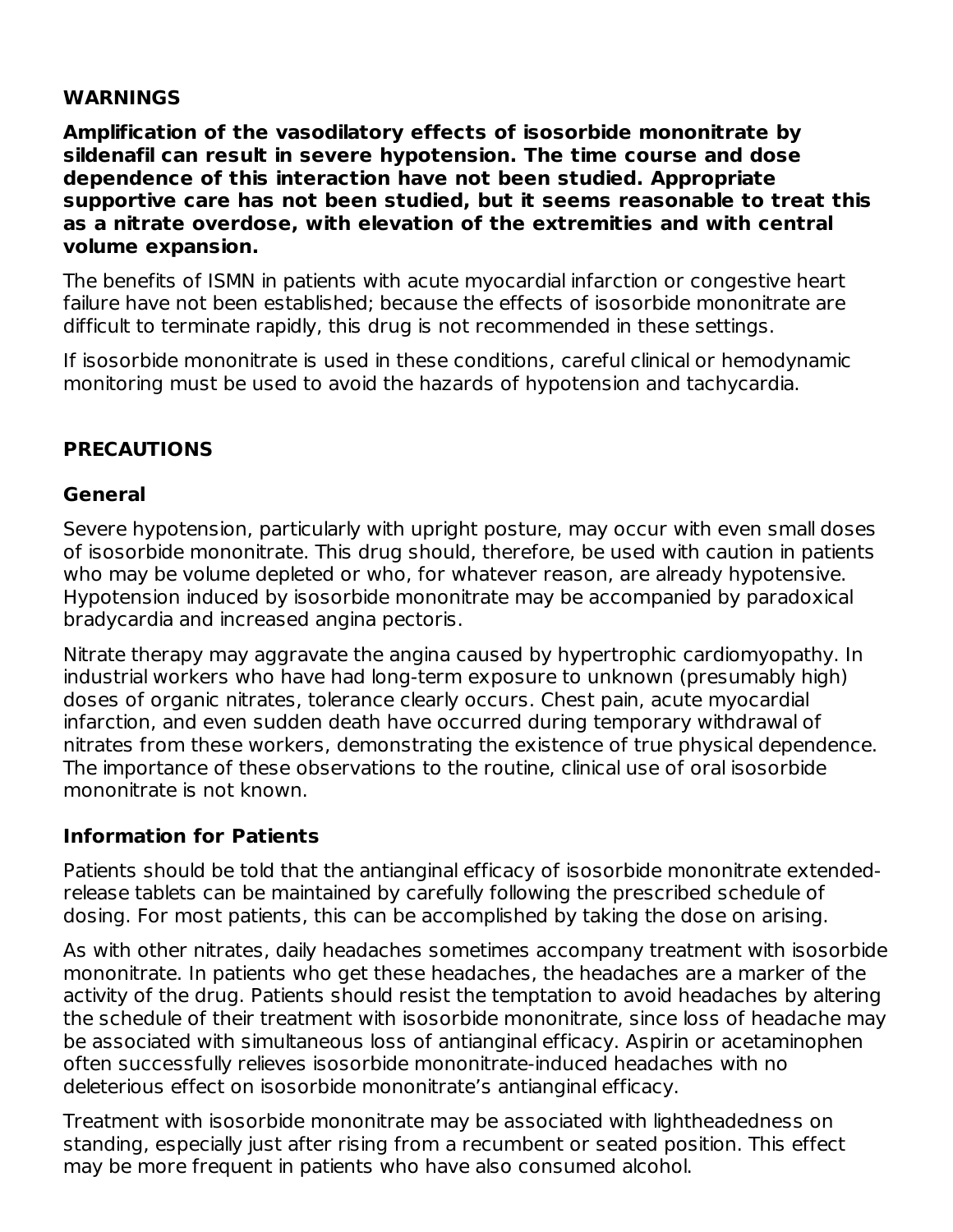## WARNINGS

**Amplification of the vasodilatory effects of isosorbide mononitrate by sildenafil can result in severe hypotension. The time course and dose dependence of this interaction have not been studied. Appropriate supportive care has not been studied, but it seems reasonable to treat this as a nitrate overdose, with elevation of the extremities and with central volume expansion.**

The benefits of ISMN in patients with acute myocardial infarction or congestive heart failure have not been established; because the effects of isosorbide mononitrate are difficult to terminate rapidly, this drug is not recommended in these settings.

If isosorbide mononitrate is used in these conditions, careful clinical or hemodynamic monitoring must be used to avoid the hazards of hypotension and tachycardia.

## PRECAUTIONS

### General

Severe hypotension, particularly with upright posture, may occur with even small doses of isosorbide mononitrate. This drug should, therefore, be used with caution in patients who may be volume depleted or who, for whatever reason, are already hypotensive. Hypotension induced by isosorbide mononitrate may be accompanied by paradoxical bradycardia and increased angina pectoris.

Nitrate therapy may aggravate the angina caused by hypertrophic cardiomyopathy. In industrial workers who have had long-term exposure to unknown (presumably high) doses of organic nitrates, tolerance clearly occurs. Chest pain, acute myocardial infarction, and even sudden death have occurred during temporary withdrawal of nitrates from these workers, demonstrating the existence of true physical dependence. The importance of these observations to the routine, clinical use of oral isosorbide mononitrate is not known.

### Information for Patients

Patients should be told that the antianginal efficacy of isosorbide mononitrate extended-release tablets can be maintained by carefully following the prescribed schedule of dosing. For most patients, this can be accomplished by taking the dose on arising.

As with other nitrates, daily headaches sometimes accompany treatment with isosorbide mononitrate. In patients who get these headaches, the headaches are a marker of the activity of the drug. Patients should resist the temptation to avoid headaches by altering the schedule of their treatment with isosorbide mononitrate, since loss of headache may be associated with simultaneous loss of antianginal efficacy. Aspirin or acetaminophen often successfully relieves isosorbide mononitrate-induced headaches with no deleterious effect on isosorbide mononitrate's antianginal efficacy.

Treatment with isosorbide mononitrate may be associated with lightheadedness on standing, especially just after rising from a recumbent or seated position. This effect may be more frequent in patients who have also consumed alcohol.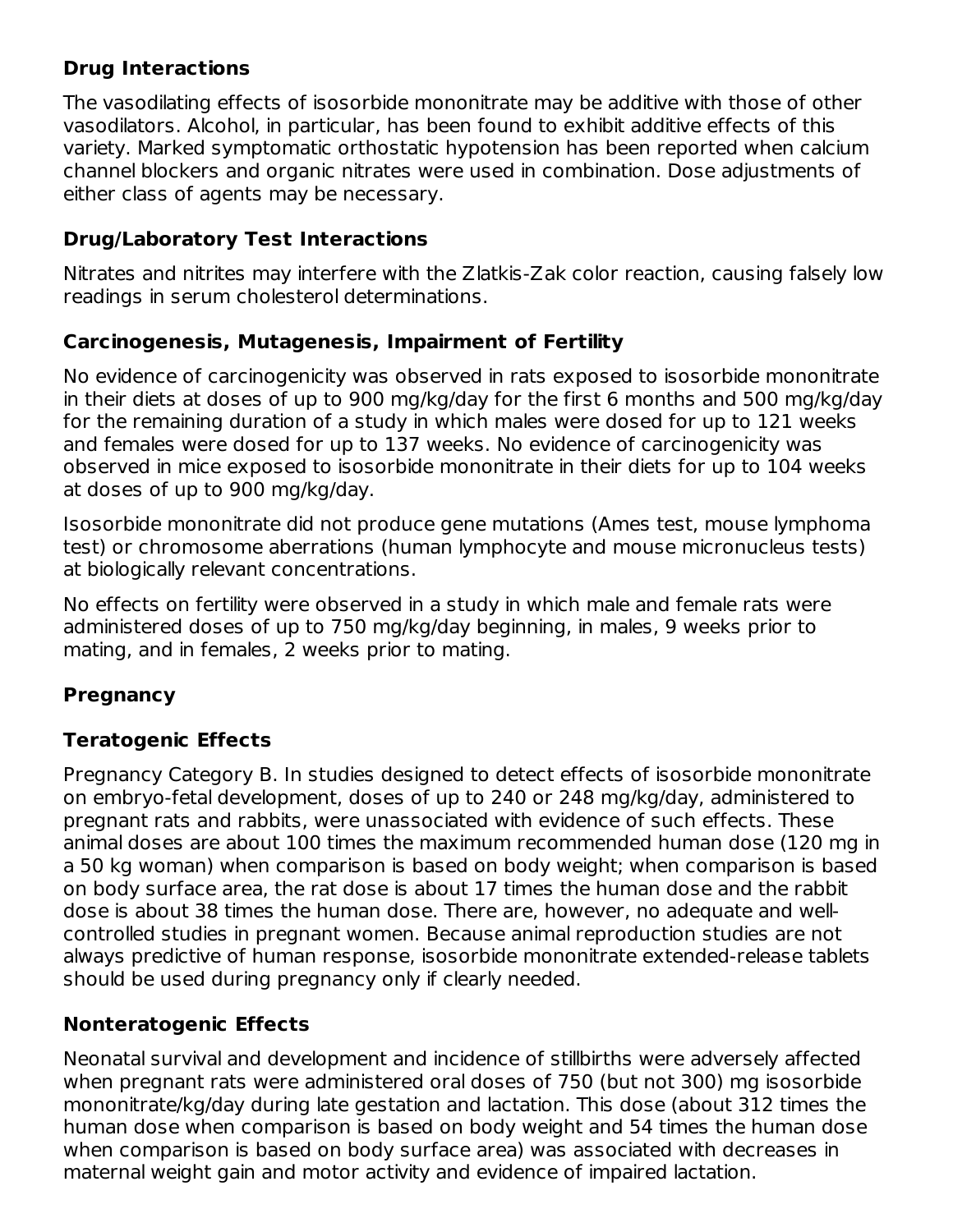### Drug Interactions

The vasodilating effects of isosorbide mononitrate may be additive with those of other vasodilators. Alcohol, in particular, has been found to exhibit additive effects of this variety. Marked symptomatic orthostatic hypotension has been reported when calcium channel blockers and organic nitrates were used in combination. Dose adjustments of either class of agents may be necessary.

### Drug/Laboratory Test Interactions

Nitrates and nitrites may interfere with the Zlatkis-Zak color reaction, causing falsely low readings in serum cholesterol determinations.

### Carcinogenesis, Mutagenesis, Impairment of Fertility

No evidence of carcinogenicity was observed in rats exposed to isosorbide mononitrate in their diets at doses of up to 900 mg/kg/day for the first 6 months and 500 mg/kg/day for the remaining duration of a study in which males were dosed for up to 121 weeks and females were dosed for up to 137 weeks. No evidence of carcinogenicity was observed in mice exposed to isosorbide mononitrate in their diets for up to 104 weeks at doses of up to 900 mg/kg/day.

Isosorbide mononitrate did not produce gene mutations (Ames test, mouse lymphoma test) or chromosome aberrations (human lymphocyte and mouse micronucleus tests) at biologically relevant concentrations.

No effects on fertility were observed in a study in which male and female rats were administered doses of up to 750 mg/kg/day beginning, in males, 9 weeks prior to mating, and in females, 2 weeks prior to mating.

### Pregnancy

### Teratogenic Effects

Pregnancy Category B. In studies designed to detect effects of isosorbide mononitrate on embryo-fetal development, doses of up to 240 or 248 mg/kg/day, administered to pregnant rats and rabbits, were unassociated with evidence of such effects. These animal doses are about 100 times the maximum recommended human dose (120 mg in a 50 kg woman) when comparison is based on body weight; when comparison is based on body surface area, the rat dose is about 17 times the human dose and the rabbit dose is about 38 times the human dose. There are, however, no adequate and well-controlled studies in pregnant women. Because animal reproduction studies are not always predictive of human response, isosorbide mononitrate extended-release tablets should be used during pregnancy only if clearly needed.

### Nonteratogenic Effects

Neonatal survival and development and incidence of stillbirths were adversely affected when pregnant rats were administered oral doses of 750 (but not 300) mg isosorbide mononitrate/kg/day during late gestation and lactation. This dose (about 312 times the human dose when comparison is based on body weight and 54 times the human dose when comparison is based on body surface area) was associated with decreases in maternal weight gain and motor activity and evidence of impaired lactation.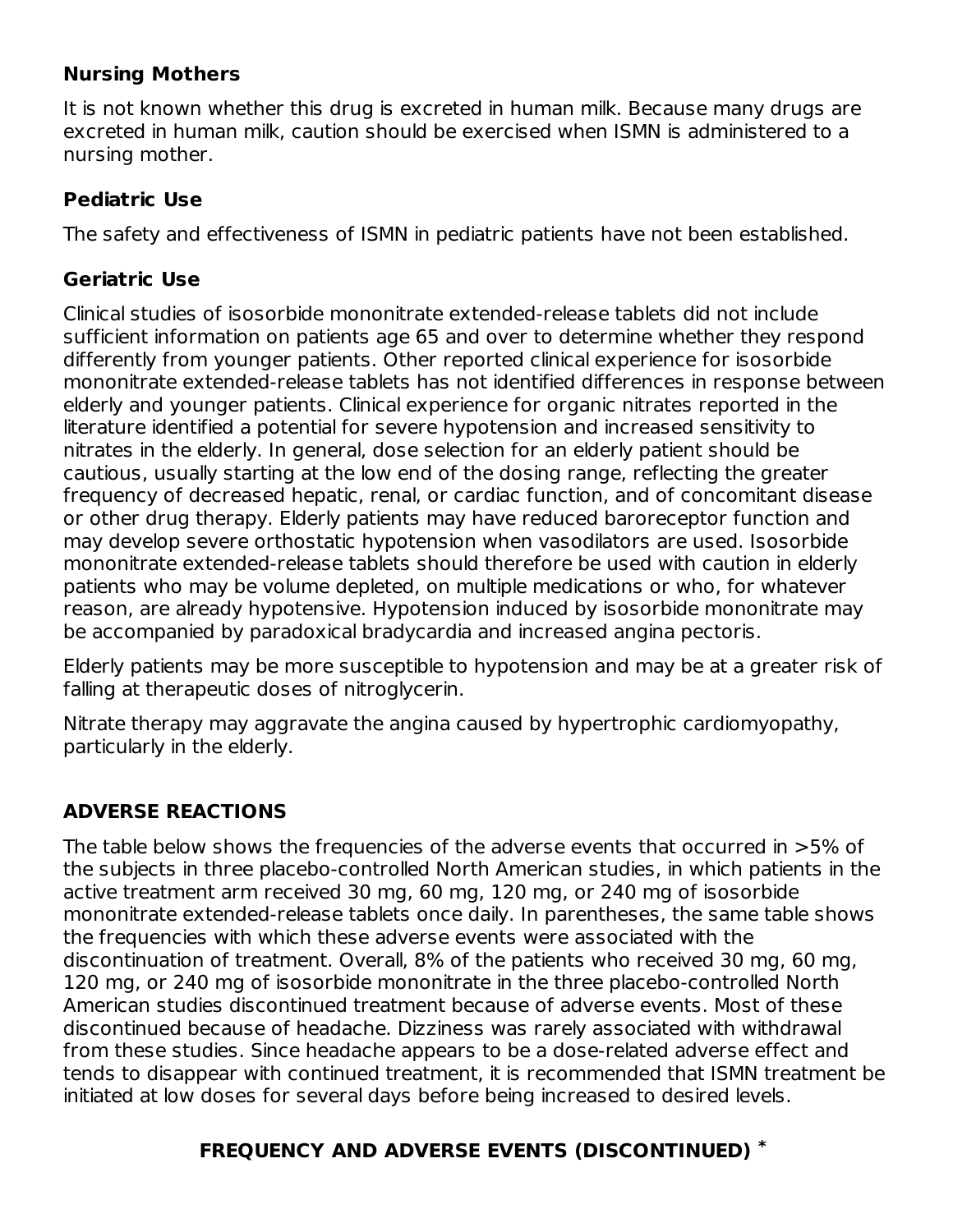### Nursing Mothers

It is not known whether this drug is excreted in human milk. Because many drugs are excreted in human milk, caution should be exercised when ISMN is administered to a nursing mother.

### Pediatric Use

The safety and effectiveness of ISMN in pediatric patients have not been established.

### Geriatric Use

Clinical studies of isosorbide mononitrate extended-release tablets did not include sufficient information on patients age 65 and over to determine whether they respond differently from younger patients. Other reported clinical experience for isosorbide mononitrate extended-release tablets has not identified differences in response between elderly and younger patients. Clinical experience for organic nitrates reported in the literature identified a potential for severe hypotension and increased sensitivity to nitrates in the elderly. In general, dose selection for an elderly patient should be cautious, usually starting at the low end of the dosing range, reflecting the greater frequency of decreased hepatic, renal, or cardiac function, and of concomitant disease or other drug therapy. Elderly patients may have reduced baroreceptor function and may develop severe orthostatic hypotension when vasodilators are used. Isosorbide mononitrate extended-release tablets should therefore be used with caution in elderly patients who may be volume depleted, on multiple medications or who, for whatever reason, are already hypotensive. Hypotension induced by isosorbide mononitrate may be accompanied by paradoxical bradycardia and increased angina pectoris.

Elderly patients may be more susceptible to hypotension and may be at a greater risk of falling at therapeutic doses of nitroglycerin.

Nitrate therapy may aggravate the angina caused by hypertrophic cardiomyopathy, particularly in the elderly.

## ADVERSE REACTIONS

The table below shows the frequencies of the adverse events that occurred in >5% of the subjects in three placebo-controlled North American studies, in which patients in the active treatment arm received 30 mg, 60 mg, 120 mg, or 240 mg of isosorbide mononitrate extended-release tablets once daily. In parentheses, the same table shows the frequencies with which these adverse events were associated with the discontinuation of treatment. Overall, 8% of the patients who received 30 mg, 60 mg, 120 mg, or 240 mg of isosorbide mononitrate in the three placebo-controlled North American studies discontinued treatment because of adverse events. Most of these discontinued because of headache. Dizziness was rarely associated with withdrawal from these studies. Since headache appears to be a dose-related adverse effect and tends to disappear with continued treatment, it is recommended that ISMN treatment be initiated at low doses for several days before being increased to desired levels.

**FREQUENCY AND ADVERSE EVENTS (DISCONTINUED) ***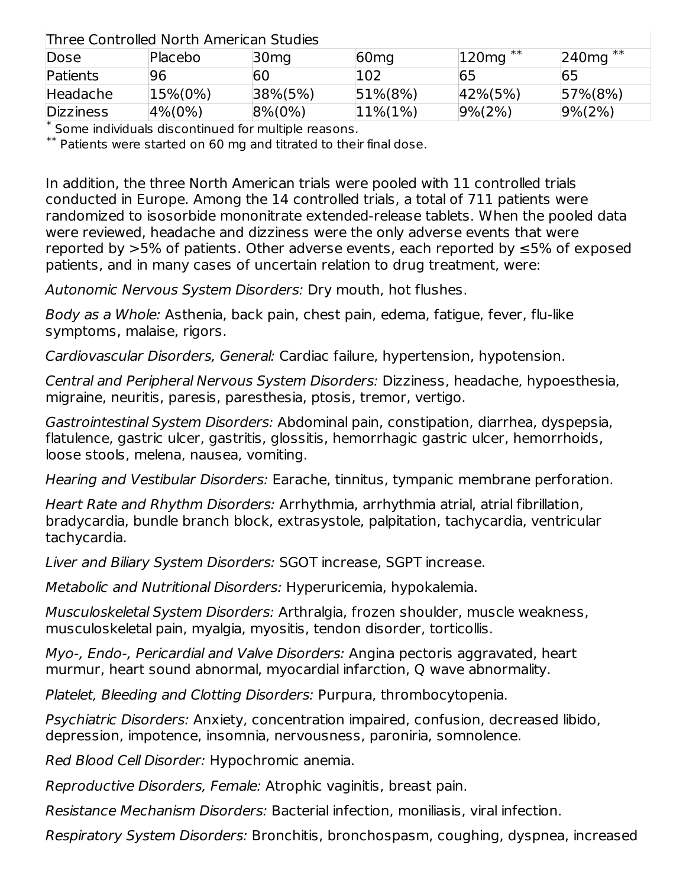| Three Controlled North American Studies | | | | | |
|---|---|---|---|---|---|
| Dose | Placebo | 30mg | 60mg | 120mg ** | 240mg ** |
| Patients | 96 | 60 | 102 | 65 | 65 |
| Headache | 15%(0%) | 38%(5%) | 51%(8%) | 42%(5%) | 57%(8%) |
| Dizziness | 4%(0%) | 8%(0%) | 11%(1%) | 9%(2%) | 9%(2%) |

* Some individuals discontinued for multiple reasons.

** Patients were started on 60 mg and titrated to their final dose.

In addition, the three North American trials were pooled with 11 controlled trials conducted in Europe. Among the 14 controlled trials, a total of 711 patients were randomized to isosorbide mononitrate extended-release tablets. When the pooled data were reviewed, headache and dizziness were the only adverse events that were reported by >5% of patients. Other adverse events, each reported by ≤5% of exposed patients, and in many cases of uncertain relation to drug treatment, were:

*Autonomic Nervous System Disorders:* Dry mouth, hot flushes.

*Body as a Whole:* Asthenia, back pain, chest pain, edema, fatigue, fever, flu-like symptoms, malaise, rigors.

*Cardiovascular Disorders, General:* Cardiac failure, hypertension, hypotension.

*Central and Peripheral Nervous System Disorders:* Dizziness, headache, hypoesthesia, migraine, neuritis, paresis, paresthesia, ptosis, tremor, vertigo.

*Gastrointestinal System Disorders:* Abdominal pain, constipation, diarrhea, dyspepsia, flatulence, gastric ulcer, gastritis, glossitis, hemorrhagic gastric ulcer, hemorrhoids, loose stools, melena, nausea, vomiting.

*Hearing and Vestibular Disorders:* Earache, tinnitus, tympanic membrane perforation.

*Heart Rate and Rhythm Disorders:* Arrhythmia, arrhythmia atrial, atrial fibrillation, bradycardia, bundle branch block, extrasystole, palpitation, tachycardia, ventricular tachycardia.

*Liver and Biliary System Disorders:* SGOT increase, SGPT increase.

*Metabolic and Nutritional Disorders:* Hyperuricemia, hypokalemia.

*Musculoskeletal System Disorders:* Arthralgia, frozen shoulder, muscle weakness, musculoskeletal pain, myalgia, myositis, tendon disorder, torticollis.

*Myo-, Endo-, Pericardial and Valve Disorders:* Angina pectoris aggravated, heart murmur, heart sound abnormal, myocardial infarction, Q wave abnormality.

*Platelet, Bleeding and Clotting Disorders:* Purpura, thrombocytopenia.

*Psychiatric Disorders:* Anxiety, concentration impaired, confusion, decreased libido, depression, impotence, insomnia, nervousness, paroniria, somnolence.

*Red Blood Cell Disorder:* Hypochromic anemia.

*Reproductive Disorders, Female:* Atrophic vaginitis, breast pain.

*Resistance Mechanism Disorders:* Bacterial infection, moniliasis, viral infection.

*Respiratory System Disorders:* Bronchitis, bronchospasm, coughing, dyspnea, increased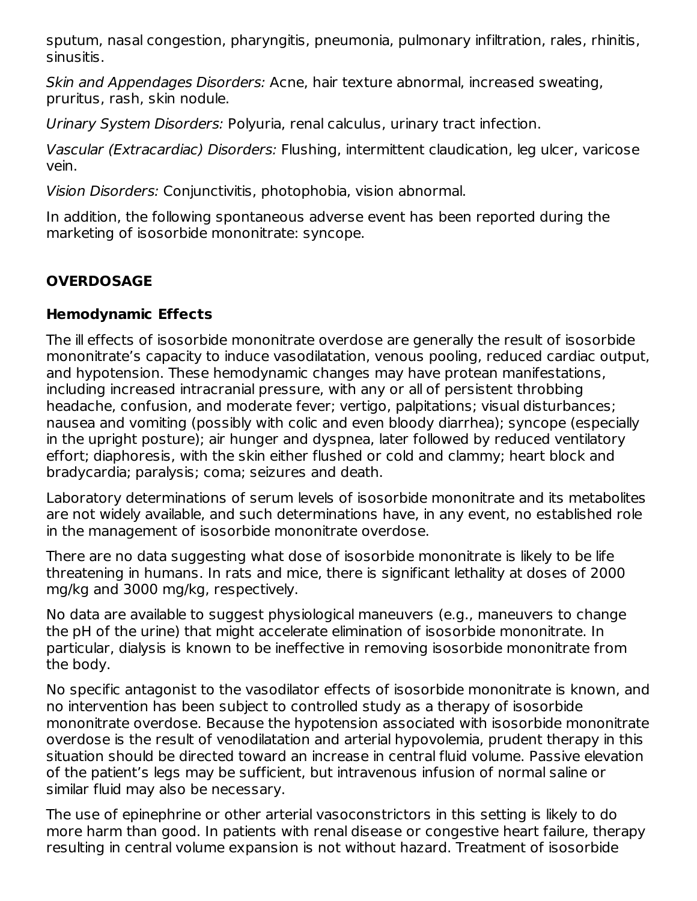sputum, nasal congestion, pharyngitis, pneumonia, pulmonary infiltration, rales, rhinitis, sinusitis.

*Skin and Appendages Disorders:* Acne, hair texture abnormal, increased sweating, pruritus, rash, skin nodule.

*Urinary System Disorders:* Polyuria, renal calculus, urinary tract infection.

*Vascular (Extracardiac) Disorders:* Flushing, intermittent claudication, leg ulcer, varicose vein.

*Vision Disorders:* Conjunctivitis, photophobia, vision abnormal.

In addition, the following spontaneous adverse event has been reported during the marketing of isosorbide mononitrate: syncope.

## OVERDOSAGE

### Hemodynamic Effects

The ill effects of isosorbide mononitrate overdose are generally the result of isosorbide mononitrate's capacity to induce vasodilatation, venous pooling, reduced cardiac output, and hypotension. These hemodynamic changes may have protean manifestations, including increased intracranial pressure, with any or all of persistent throbbing headache, confusion, and moderate fever; vertigo, palpitations; visual disturbances; nausea and vomiting (possibly with colic and even bloody diarrhea); syncope (especially in the upright posture); air hunger and dyspnea, later followed by reduced ventilatory effort; diaphoresis, with the skin either flushed or cold and clammy; heart block and bradycardia; paralysis; coma; seizures and death.

Laboratory determinations of serum levels of isosorbide mononitrate and its metabolites are not widely available, and such determinations have, in any event, no established role in the management of isosorbide mononitrate overdose.

There are no data suggesting what dose of isosorbide mononitrate is likely to be life threatening in humans. In rats and mice, there is significant lethality at doses of 2000 mg/kg and 3000 mg/kg, respectively.

No data are available to suggest physiological maneuvers (e.g., maneuvers to change the pH of the urine) that might accelerate elimination of isosorbide mononitrate. In particular, dialysis is known to be ineffective in removing isosorbide mononitrate from the body.

No specific antagonist to the vasodilator effects of isosorbide mononitrate is known, and no intervention has been subject to controlled study as a therapy of isosorbide mononitrate overdose. Because the hypotension associated with isosorbide mononitrate overdose is the result of venodilatation and arterial hypovolemia, prudent therapy in this situation should be directed toward an increase in central fluid volume. Passive elevation of the patient's legs may be sufficient, but intravenous infusion of normal saline or similar fluid may also be necessary.

The use of epinephrine or other arterial vasoconstrictors in this setting is likely to do more harm than good. In patients with renal disease or congestive heart failure, therapy resulting in central volume expansion is not without hazard. Treatment of isosorbide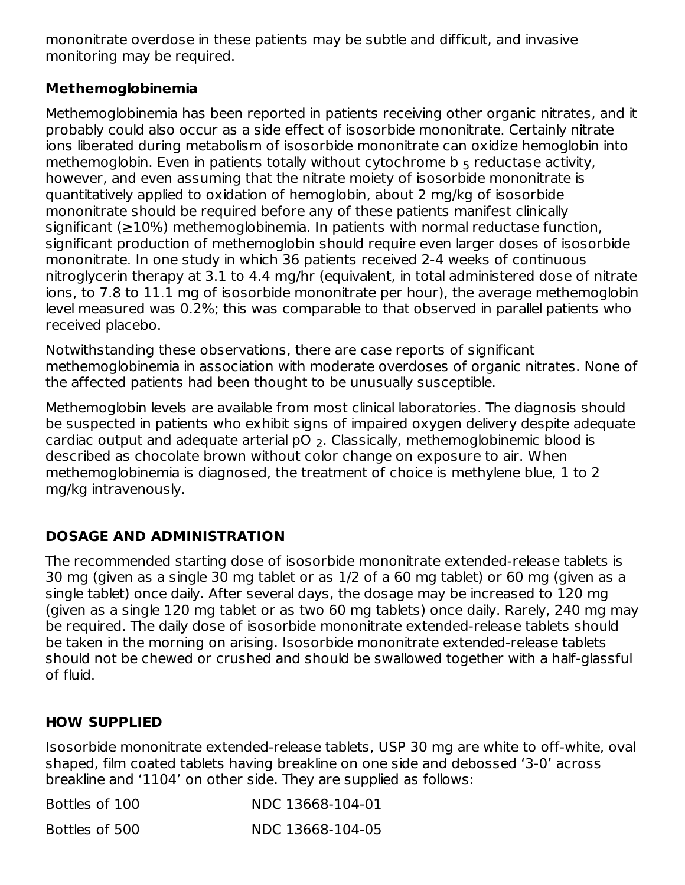mononitrate overdose in these patients may be subtle and difficult, and invasive monitoring may be required.

### Methemoglobinemia

Methemoglobinemia has been reported in patients receiving other organic nitrates, and it probably could also occur as a side effect of isosorbide mononitrate. Certainly nitrate ions liberated during metabolism of isosorbide mononitrate can oxidize hemoglobin into methemoglobin. Even in patients totally without cytochrome b $_5$ reductase activity, however, and even assuming that the nitrate moiety of isosorbide mononitrate is quantitatively applied to oxidation of hemoglobin, about 2 mg/kg of isosorbide mononitrate should be required before any of these patients manifest clinically significant (≥10%) methemoglobinemia. In patients with normal reductase function, significant production of methemoglobin should require even larger doses of isosorbide mononitrate. In one study in which 36 patients received 2-4 weeks of continuous nitroglycerin therapy at 3.1 to 4.4 mg/hr (equivalent, in total administered dose of nitrate ions, to 7.8 to 11.1 mg of isosorbide mononitrate per hour), the average methemoglobin level measured was 0.2%; this was comparable to that observed in parallel patients who received placebo.

Notwithstanding these observations, there are case reports of significant methemoglobinemia in association with moderate overdoses of organic nitrates. None of the affected patients had been thought to be unusually susceptible.

Methemoglobin levels are available from most clinical laboratories. The diagnosis should be suspected in patients who exhibit signs of impaired oxygen delivery despite adequate cardiac output and adequate arterial $pO_2$. Classically, methemoglobinemic blood is described as chocolate brown without color change on exposure to air. When methemoglobinemia is diagnosed, the treatment of choice is methylene blue, 1 to 2 mg/kg intravenously.

## DOSAGE AND ADMINISTRATION

The recommended starting dose of isosorbide mononitrate extended-release tablets is 30 mg (given as a single 30 mg tablet or as 1/2 of a 60 mg tablet) or 60 mg (given as a single tablet) once daily. After several days, the dosage may be increased to 120 mg (given as a single 120 mg tablet or as two 60 mg tablets) once daily. Rarely, 240 mg may be required. The daily dose of isosorbide mononitrate extended-release tablets should be taken in the morning on arising. Isosorbide mononitrate extended-release tablets should not be chewed or crushed and should be swallowed together with a half-glassful of fluid.

## HOW SUPPLIED

Isosorbide mononitrate extended-release tablets, USP 30 mg are white to off-white, oval shaped, film coated tablets having breakline on one side and debossed '3-0' across breakline and '1104' on other side. They are supplied as follows:

| | |
|---|---|
| Bottles of 100 | NDC 13668-104-01 |
| Bottles of 500 | NDC 13668-104-05 |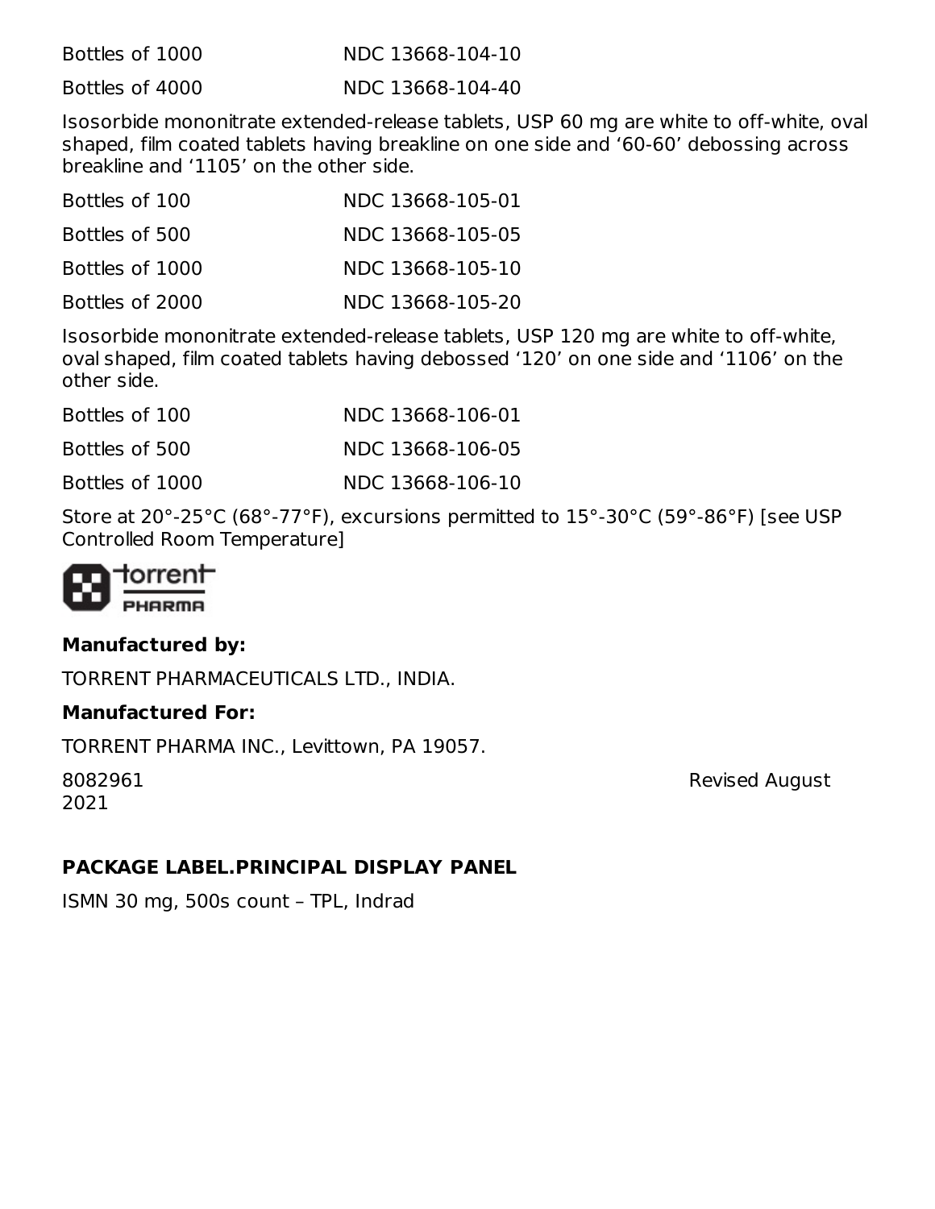| | |
|---|---|
| Bottles of 1000 | NDC 13668-104-10 |
| Bottles of 4000 | NDC 13668-104-40 |

Isosorbide mononitrate extended-release tablets, USP 60 mg are white to off-white, oval shaped, film coated tablets having breakline on one side and '60-60' debossing across breakline and '1105' on the other side.

| | |
|---|---|
| Bottles of 100 | NDC 13668-105-01 |
| Bottles of 500 | NDC 13668-105-05 |
| Bottles of 1000 | NDC 13668-105-10 |
| Bottles of 2000 | NDC 13668-105-20 |

Isosorbide mononitrate extended-release tablets, USP 120 mg are white to off-white, oval shaped, film coated tablets having debossed '120' on one side and '1106' on the other side.

| | |
|---|---|
| Bottles of 100 | NDC 13668-106-01 |
| Bottles of 500 | NDC 13668-106-05 |
| Bottles of 1000 | NDC 13668-106-10 |

Store at 20°-25°C (68°-77°F), excursions permitted to 15°-30°C (59°-86°F) [see USP Controlled Room Temperature]

torrent PHARMA

**Manufactured by:**

TORRENT PHARMACEUTICALS LTD., INDIA.

**Manufactured For:**

TORRENT PHARMA INC., Levittown, PA 19057.

8082961 Revised August 2021

## PACKAGE LABEL.PRINCIPAL DISPLAY PANEL

ISMN 30 mg, 500s count – TPL, Indrad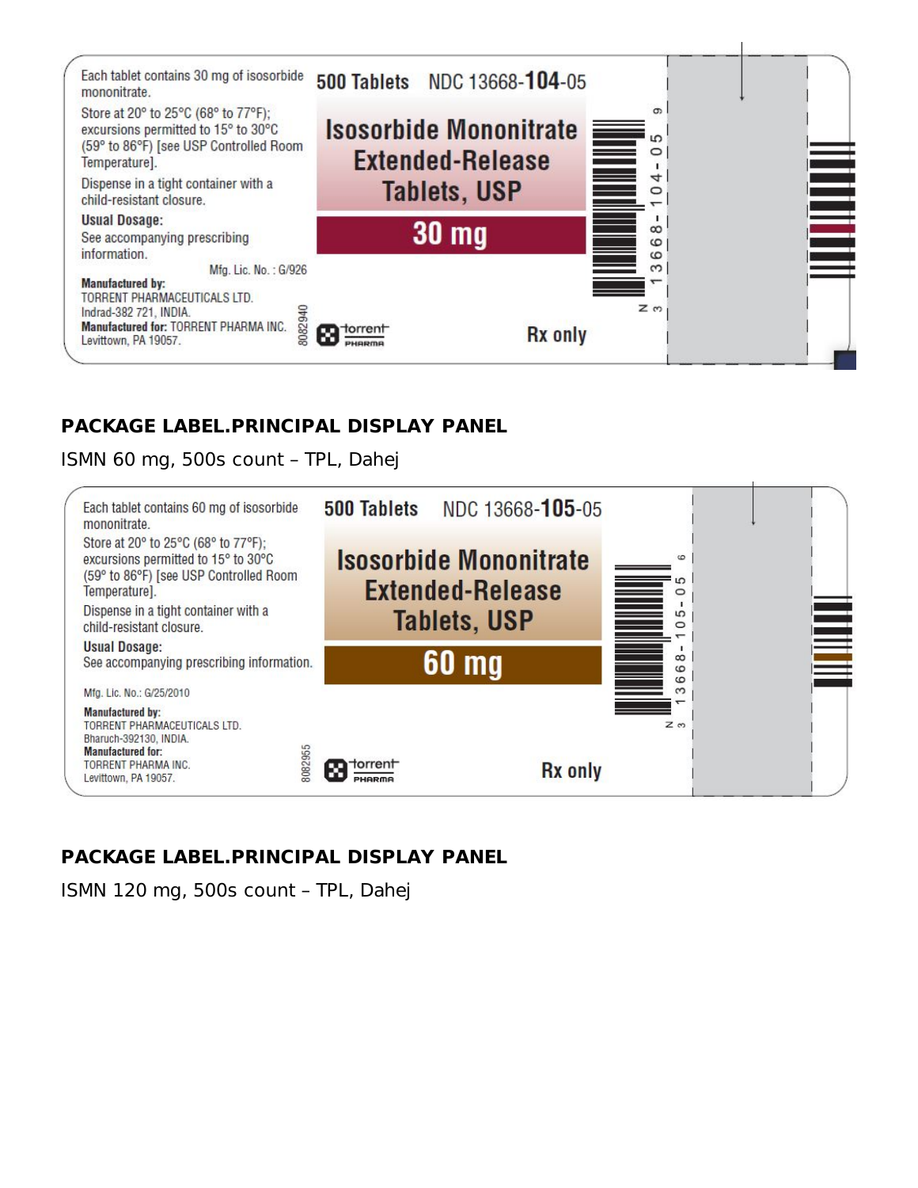Each tablet contains 30 mg of isosorbide mononitrate.

Store at 20° to 25°C (68° to 77°F); excursions permitted to 15° to 30°C (59° to 86°F) [see USP Controlled Room Temperature].

Dispense in a tight container with a child-resistant closure.

**Usual Dosage:**
See accompanying prescribing information.

Mfg. Lic. No. : G/926

**Manufactured by:**
TORRENT PHARMACEUTICALS LTD.
Indrad-382 721, INDIA.
**Manufactured for:** TORRENT PHARMA INC.
Levittown, PA 19057.

8082940

500 Tablets NDC 13668-**104**-05

**Isosorbide Mononitrate Extended-Release Tablets, USP**

**30 mg**

torrent PHARMA

Rx only

N 3 13668-104-05 9

## PACKAGE LABEL.PRINCIPAL DISPLAY PANEL

ISMN 60 mg, 500s count – TPL, Dahej

Each tablet contains 60 mg of isosorbide mononitrate.

Store at 20° to 25°C (68° to 77°F); excursions permitted to 15° to 30°C (59° to 86°F) [see USP Controlled Room Temperature].

Dispense in a tight container with a child-resistant closure.

**Usual Dosage:**
See accompanying prescribing information.

Mfg. Lic. No.: G/25/2010

**Manufactured by:**
TORRENT PHARMACEUTICALS LTD.
Bharuch-392130, INDIA.
**Manufactured for:**
TORRENT PHARMA INC.
Levittown, PA 19057.

8082955

500 Tablets NDC 13668-**105**-05

**Isosorbide Mononitrate Extended-Release Tablets, USP**

**60 mg**

torrent PHARMA

Rx only

N 3 13668-105-05 6

## PACKAGE LABEL.PRINCIPAL DISPLAY PANEL

ISMN 120 mg, 500s count – TPL, Dahej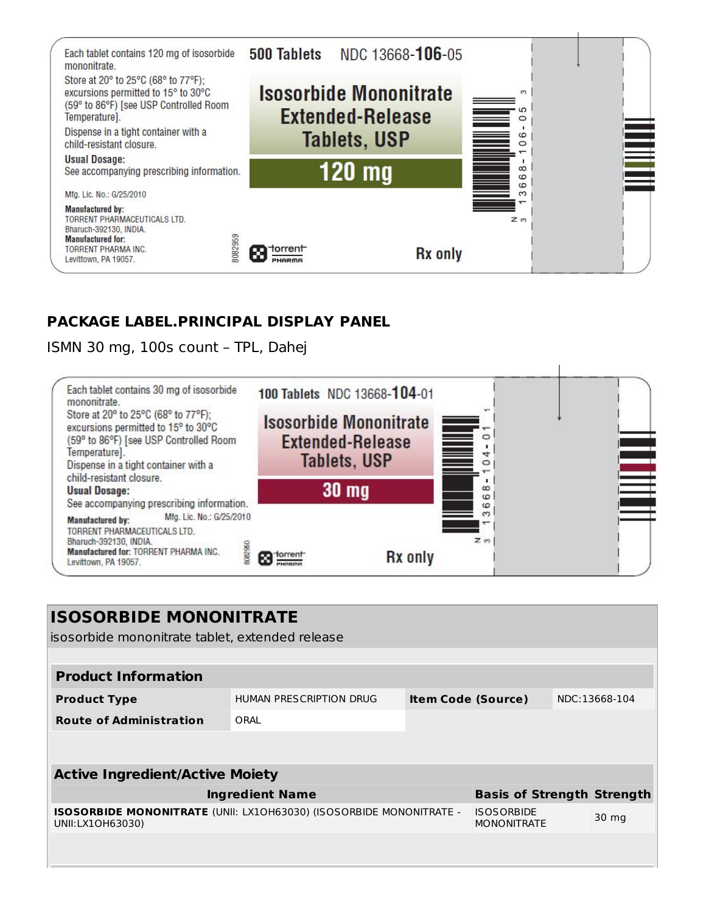Each tablet contains 120 mg of isosorbide mononitrate.

Store at 20° to 25°C (68° to 77°F); excursions permitted to 15° to 30°C (59° to 86°F) [see USP Controlled Room Temperature].

Dispense in a tight container with a child-resistant closure.

**Usual Dosage:**
See accompanying prescribing information.

Mfg. Lic. No.: G/25/2010

**Manufactured by:**
TORRENT PHARMACEUTICALS LTD.
Bharuch-392130, INDIA.

**Manufactured for:**
TORRENT PHARMA INC.
Levittown, PA 19057.

8082959

**500 Tablets** NDC 13668-**106**-05

**Isosorbide Mononitrate Extended-Release Tablets, USP**

**120 mg**

torrent PHARMA

**Rx only**

N 3 13668-106-05 3

## PACKAGE LABEL.PRINCIPAL DISPLAY PANEL

ISMN 30 mg, 100s count – TPL, Dahej

Each tablet contains 30 mg of isosorbide mononitrate.

Store at 20° to 25°C (68° to 77°F); excursions permitted to 15° to 30°C (59° to 86°F) [see USP Controlled Room Temperature].

Dispense in a tight container with a child-resistant closure.

**Usual Dosage:**
See accompanying prescribing information.

**Manufactured by:** Mfg. Lic. No.: G/25/2010
TORRENT PHARMACEUTICALS LTD.
Bharuch-392130, INDIA.

**Manufactured for:** TORRENT PHARMA INC.
Levittown, PA 19057.

8082950

**100 Tablets** NDC 13668-**104**-01

**Isosorbide Mononitrate Extended-Release Tablets, USP**

**30 mg**

torrent PHARMA

**Rx only**

N 3 13668-104-01 1

## ISOSORBIDE MONONITRATE

isosorbide mononitrate tablet, extended release

| **Product Information** | | | |
|---|---|---|---|
| **Product Type** | HUMAN PRESCRIPTION DRUG | **Item Code (Source)** | NDC:13668-104 |
| **Route of Administration** | ORAL | | |

| **Active Ingredient/Active Moiety** | | |
|---|---|---|
| **Ingredient Name** | **Basis of Strength** | **Strength** |
| **ISOSORBIDE MONONITRATE** (UNII: LX1OH63030) (ISOSORBIDE MONONITRATE - UNII:LX1OH63030) | ISOSORBIDE MONONITRATE | 30 mg |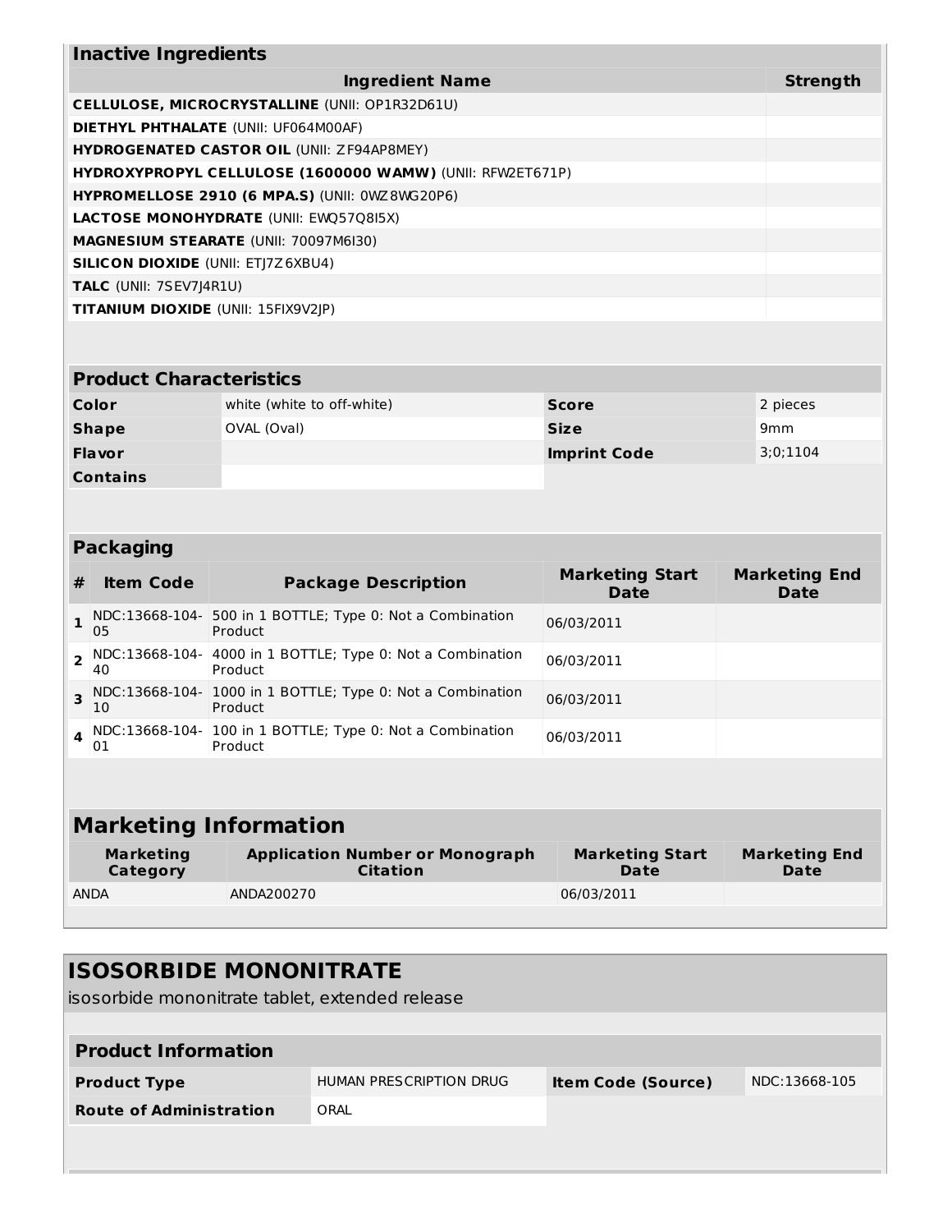## Inactive Ingredients

| Ingredient Name | Strength |
|---|---|
| **CELLULOSE, MICROCRYSTALLINE** (UNII: OP1R32D61U) | |
| **DIETHYL PHTHALATE** (UNII: UF064M00AF) | |
| **HYDROGENATED CASTOR OIL** (UNII: ZF94AP8MEY) | |
| **HYDROXYPROPYL CELLULOSE (1600000 WAMW)** (UNII: RFW2ET671P) | |
| **HYPROMELLOSE 2910 (6 MPA.S)** (UNII: 0WZ8WG20P6) | |
| **LACTOSE MONOHYDRATE** (UNII: EWQ57Q8I5X) | |
| **MAGNESIUM STEARATE** (UNII: 70097M6I30) | |
| **SILICON DIOXIDE** (UNII: ETJ7Z6XBU4) | |
| **TALC** (UNII: 7SEV7J4R1U) | |
| **TITANIUM DIOXIDE** (UNII: 15FIX9V2JP) | |

## Product Characteristics

| | | | |
|---|---|---|---|
| **Color** | white (white to off-white) | **Score** | 2 pieces |
| **Shape** | OVAL (Oval) | **Size** | 9mm |
| **Flavor** | | **Imprint Code** | 3;0;1104 |
| **Contains** | | | |

## Packaging

| # | Item Code | Package Description | Marketing Start Date | Marketing End Date |
|---|---|---|---|---|
| 1 | NDC:13668-104-05 | 500 in 1 BOTTLE; Type 0: Not a Combination Product | 06/03/2011 | |
| 2 | NDC:13668-104-40 | 4000 in 1 BOTTLE; Type 0: Not a Combination Product | 06/03/2011 | |
| 3 | NDC:13668-104-10 | 1000 in 1 BOTTLE; Type 0: Not a Combination Product | 06/03/2011 | |
| 4 | NDC:13668-104-01 | 100 in 1 BOTTLE; Type 0: Not a Combination Product | 06/03/2011 | |

## Marketing Information

| Marketing Category | Application Number or Monograph Citation | Marketing Start Date | Marketing End Date |
|---|---|---|---|
| ANDA | ANDA200270 | 06/03/2011 | |

# ISOSORBIDE MONONITRATE

isosorbide mononitrate tablet, extended release

## Product Information

| | | | |
|---|---|---|---|
| **Product Type** | HUMAN PRESCRIPTION DRUG | **Item Code (Source)** | NDC:13668-105 |
| **Route of Administration** | ORAL | | |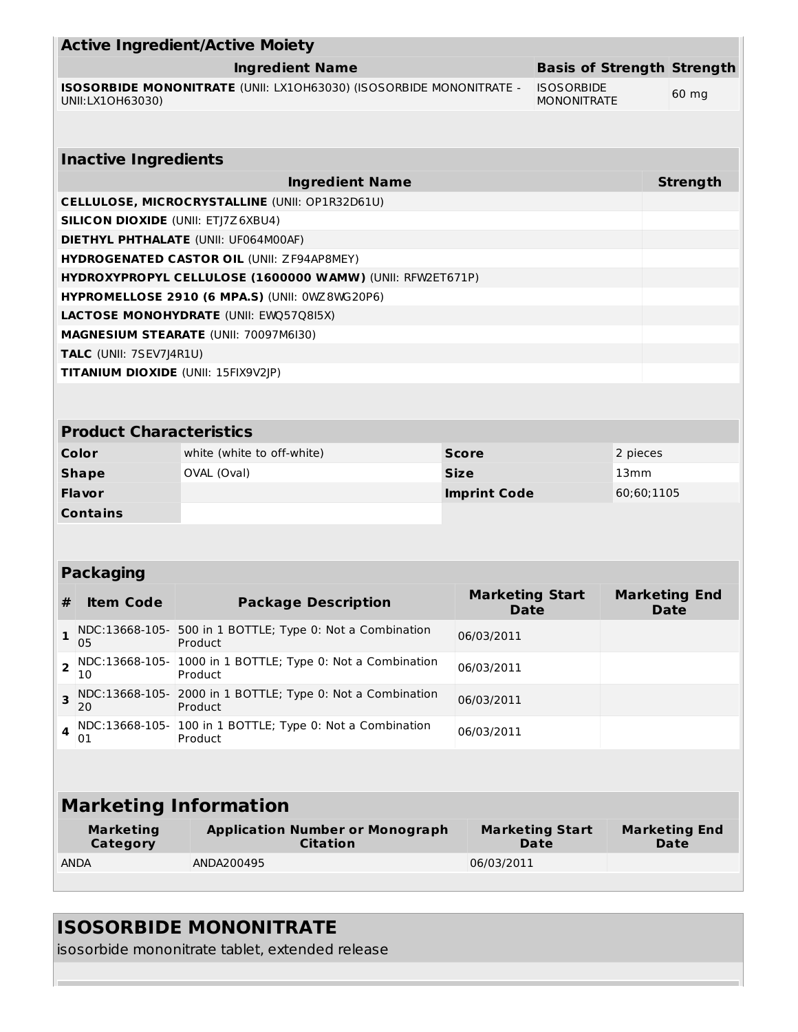## Active Ingredient/Active Moiety

| Ingredient Name | Basis of Strength | Strength |
|---|---|---|
| **ISOSORBIDE MONONITRATE** (UNII: LX1OH63030) (ISOSORBIDE MONONITRATE - UNII:LX1OH63030) | ISOSORBIDE MONONITRATE | 60 mg |

## Inactive Ingredients

| Ingredient Name | Strength |
|---|---|
| **CELLULOSE, MICROCRYSTALLINE** (UNII: OP1R32D61U) | |
| **SILICON DIOXIDE** (UNII: ETJ7Z6XBU4) | |
| **DIETHYL PHTHALATE** (UNII: UF064M00AF) | |
| **HYDROGENATED CASTOR OIL** (UNII: ZF94AP8MEY) | |
| **HYDROXYPROPYL CELLULOSE (1600000 WAMW)** (UNII: RFW2ET671P) | |
| **HYPROMELLOSE 2910 (6 MPA.S)** (UNII: 0WZ8WG20P6) | |
| **LACTOSE MONOHYDRATE** (UNII: EWQ57Q8I5X) | |
| **MAGNESIUM STEARATE** (UNII: 70097M6I30) | |
| **TALC** (UNII: 7SEV7J4R1U) | |
| **TITANIUM DIOXIDE** (UNII: 15FIX9V2JP) | |

## Product Characteristics

| | | | |
|---|---|---|---|
| **Color** | white (white to off-white) | **Score** | 2 pieces |
| **Shape** | OVAL (Oval) | **Size** | 13mm |
| **Flavor** | | **Imprint Code** | 60;60;1105 |
| **Contains** | | | |

## Packaging

| # | Item Code | Package Description | Marketing Start Date | Marketing End Date |
|---|---|---|---|---|
| 1 | NDC:13668-105-05 | 500 in 1 BOTTLE; Type 0: Not a Combination Product | 06/03/2011 | |
| 2 | NDC:13668-105-10 | 1000 in 1 BOTTLE; Type 0: Not a Combination Product | 06/03/2011 | |
| 3 | NDC:13668-105-20 | 2000 in 1 BOTTLE; Type 0: Not a Combination Product | 06/03/2011 | |
| 4 | NDC:13668-105-01 | 100 in 1 BOTTLE; Type 0: Not a Combination Product | 06/03/2011 | |

## Marketing Information

| Marketing Category | Application Number or Monograph Citation | Marketing Start Date | Marketing End Date |
|---|---|---|---|
| ANDA | ANDA200495 | 06/03/2011 | |

## ISOSORBIDE MONONITRATE

isosorbide mononitrate tablet, extended release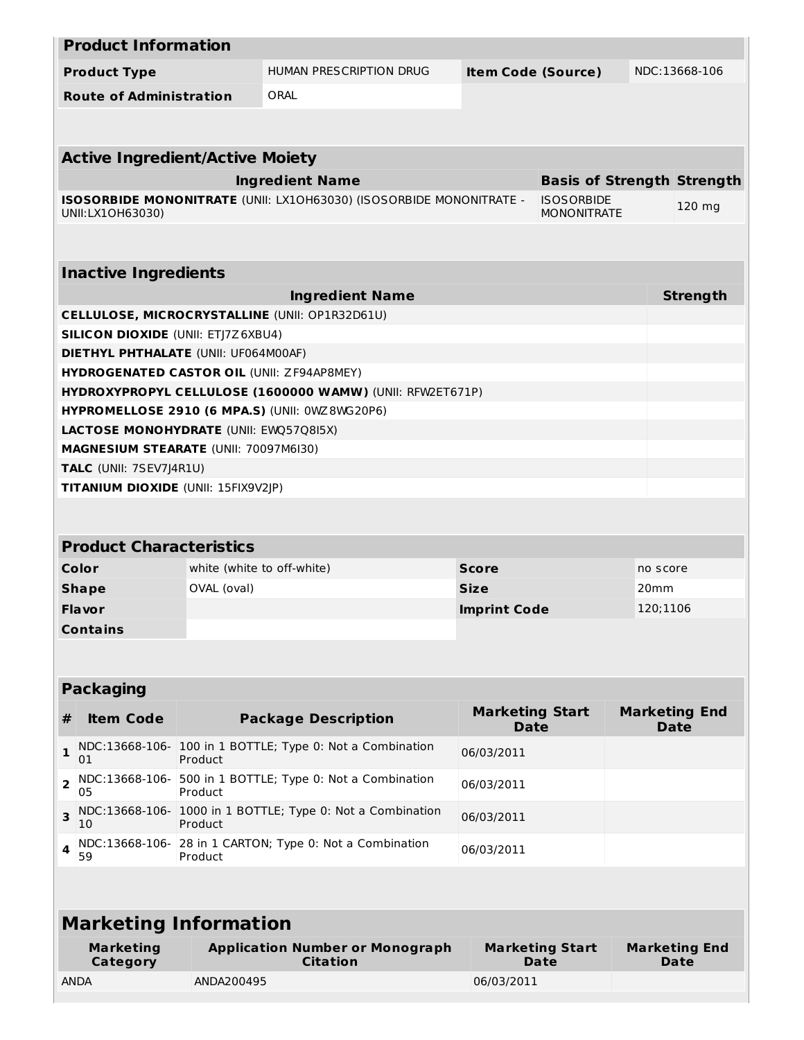## Product Information

| Product Type | HUMAN PRESCRIPTION DRUG | Item Code (Source) | NDC:13668-106 |
|---|---|---|---|
| Route of Administration | ORAL | | |

## Active Ingredient/Active Moiety

| Ingredient Name | Basis of Strength | Strength |
|---|---|---|
| **ISOSORBIDE MONONITRATE** (UNII: LX1OH63030) (ISOSORBIDE MONONITRATE - UNII:LX1OH63030) | ISOSORBIDE MONONITRATE | 120 mg |

## Inactive Ingredients

| Ingredient Name | Strength |
|---|---|
| **CELLULOSE, MICROCRYSTALLINE** (UNII: OP1R32D61U) | |
| **SILICON DIOXIDE** (UNII: ETJ7Z6XBU4) | |
| **DIETHYL PHTHALATE** (UNII: UF064M00AF) | |
| **HYDROGENATED CASTOR OIL** (UNII: ZF94AP8MEY) | |
| **HYDROXYPROPYL CELLULOSE (1600000 WAMW)** (UNII: RFW2ET671P) | |
| **HYPROMELLOSE 2910 (6 MPA.S)** (UNII: 0WZ8WG20P6) | |
| **LACTOSE MONOHYDRATE** (UNII: EWQ57Q8I5X) | |
| **MAGNESIUM STEARATE** (UNII: 70097M6I30) | |
| **TALC** (UNII: 7SEV7J4R1U) | |
| **TITANIUM DIOXIDE** (UNII: 15FIX9V2JP) | |

## Product Characteristics

| Color | white (white to off-white) | Score | no score |
|---|---|---|---|
| Shape | OVAL (oval) | Size | 20mm |
| Flavor | | Imprint Code | 120;1106 |
| Contains | | | |

## Packaging

| # | Item Code | Package Description | Marketing Start Date | Marketing End Date |
|---|---|---|---|---|
| 1 | NDC:13668-106-01 | 100 in 1 BOTTLE; Type 0: Not a Combination Product | 06/03/2011 | |
| 2 | NDC:13668-106-05 | 500 in 1 BOTTLE; Type 0: Not a Combination Product | 06/03/2011 | |
| 3 | NDC:13668-106-10 | 1000 in 1 BOTTLE; Type 0: Not a Combination Product | 06/03/2011 | |
| 4 | NDC:13668-106-59 | 28 in 1 CARTON; Type 0: Not a Combination Product | 06/03/2011 | |

## Marketing Information

| Marketing Category | Application Number or Monograph Citation | Marketing Start Date | Marketing End Date |
|---|---|---|---|
| ANDA | ANDA200495 | 06/03/2011 | |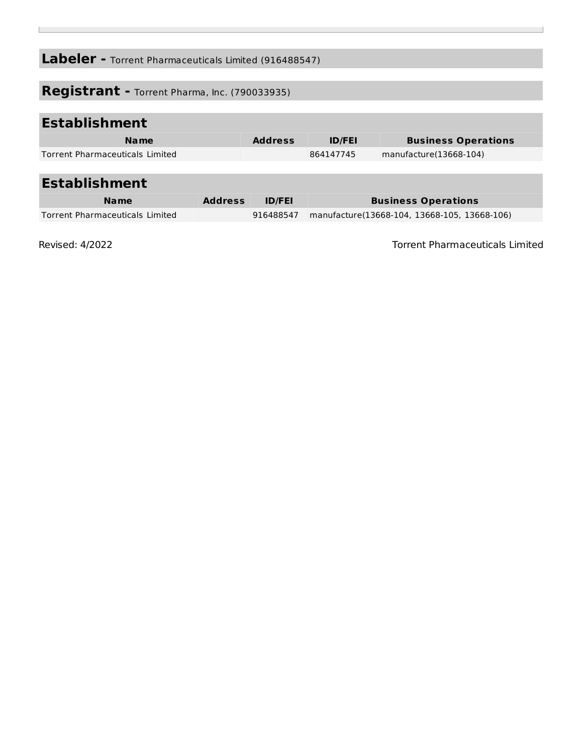**Labeler -** Torrent Pharmaceuticals Limited (916488547)

**Registrant -** Torrent Pharma, Inc. (790033935)

## Establishment

| Name | Address | ID/FEI | Business Operations |
| --- | --- | --- | --- |
| Torrent Pharmaceuticals Limited | | 864147745 | manufacture(13668-104) |

## Establishment

| Name | Address | ID/FEI | Business Operations |
| --- | --- | --- | --- |
| Torrent Pharmaceuticals Limited | | 916488547 | manufacture(13668-104, 13668-105, 13668-106) |

Revised: 4/2022

Torrent Pharmaceuticals Limited